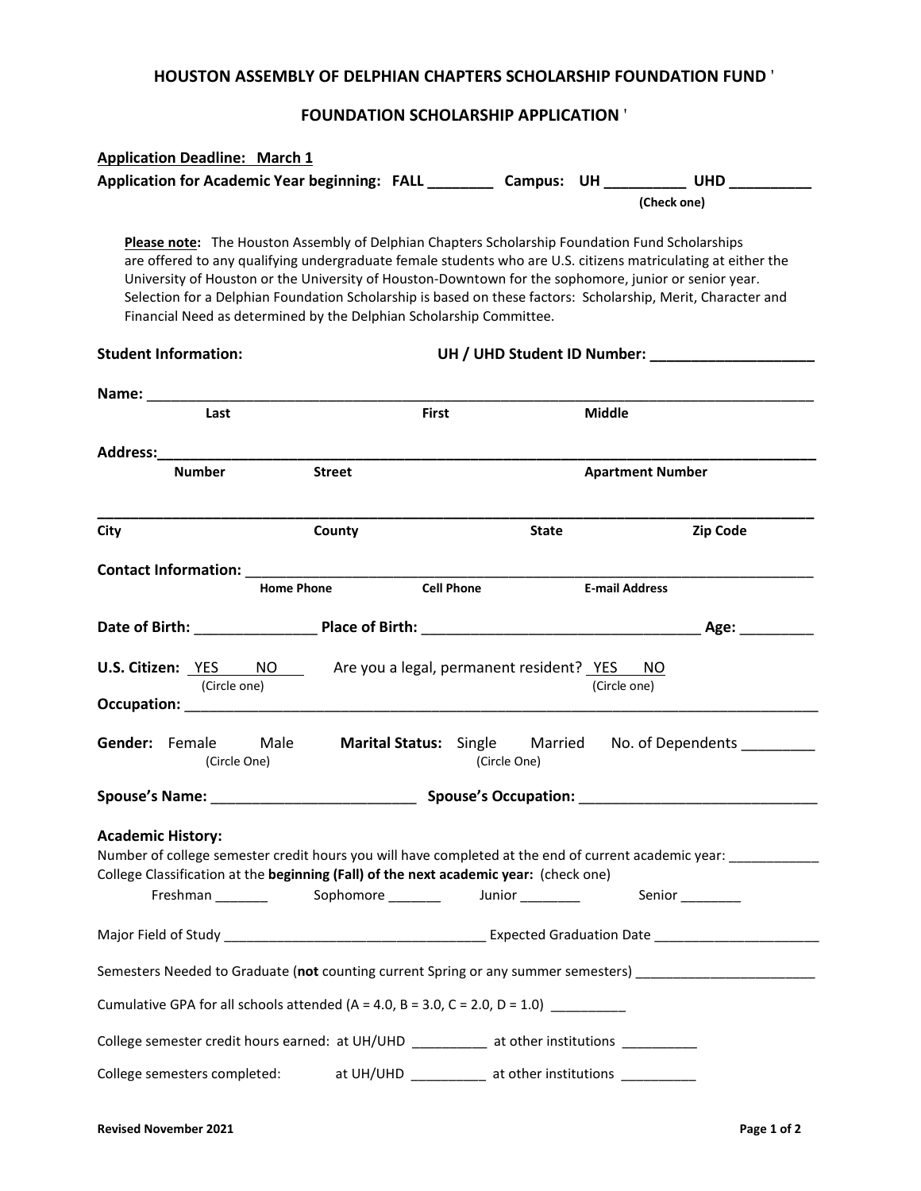# HOUSTON ASSEMBLY OF DELPHIAN CHAPTERS SCHOLARSHIP FOUNDATION FUND '

## FOUNDATION SCHOLARSHIP APPLICATION '

**Application Deadline: March 1**

**Application for Academic Year beginning: FALL ________ Campus: UH __________ UHD __________**
**(Check one)**

**Please note:** The Houston Assembly of Delphian Chapters Scholarship Foundation Fund Scholarships are offered to any qualifying undergraduate female students who are U.S. citizens matriculating at either the University of Houston or the University of Houston-Downtown for the sophomore, junior or senior year. Selection for a Delphian Foundation Scholarship is based on these factors: Scholarship, Merit, Character and Financial Need as determined by the Delphian Scholarship Committee.

**Student Information:** **UH / UHD Student ID Number: ____________________**

**Name:** ______________________________________________________________________
**Last** **First** **Middle**

**Address:**______________________________________________________________________
**Number** **Street** **Apartment Number**

______________________________________________________________________
**City** **County** **State** **Zip Code**

**Contact Information:** ______________________________________________________________________
**Home Phone** **Cell Phone** **E-mail Address**

**Date of Birth:** _______________ **Place of Birth:** __________________________________ **Age:** _________

**U.S. Citizen:** YES NO (Circle one) Are you a legal, permanent resident? YES NO (Circle one)

**Occupation:** ______________________________________________________________________

**Gender:** Female Male (Circle One) **Marital Status:** Single Married (Circle One) No. of Dependents _________

**Spouse's Name:** _________________________ **Spouse's Occupation:** _____________________________

**Academic History:**

Number of college semester credit hours you will have completed at the end of current academic year: ____________

College Classification at the **beginning (Fall) of the next academic year:** (check one)

Freshman _______ Sophomore _______ Junior ________ Senior ________

Major Field of Study __________________________________ Expected Graduation Date ______________________

Semesters Needed to Graduate (**not** counting current Spring or any summer semesters) ________________________

Cumulative GPA for all schools attended (A = 4.0, B = 3.0, C = 2.0, D = 1.0) __________

College semester credit hours earned: at UH/UHD __________ at other institutions __________

College semesters completed: at UH/UHD __________ at other institutions __________

Revised November 2021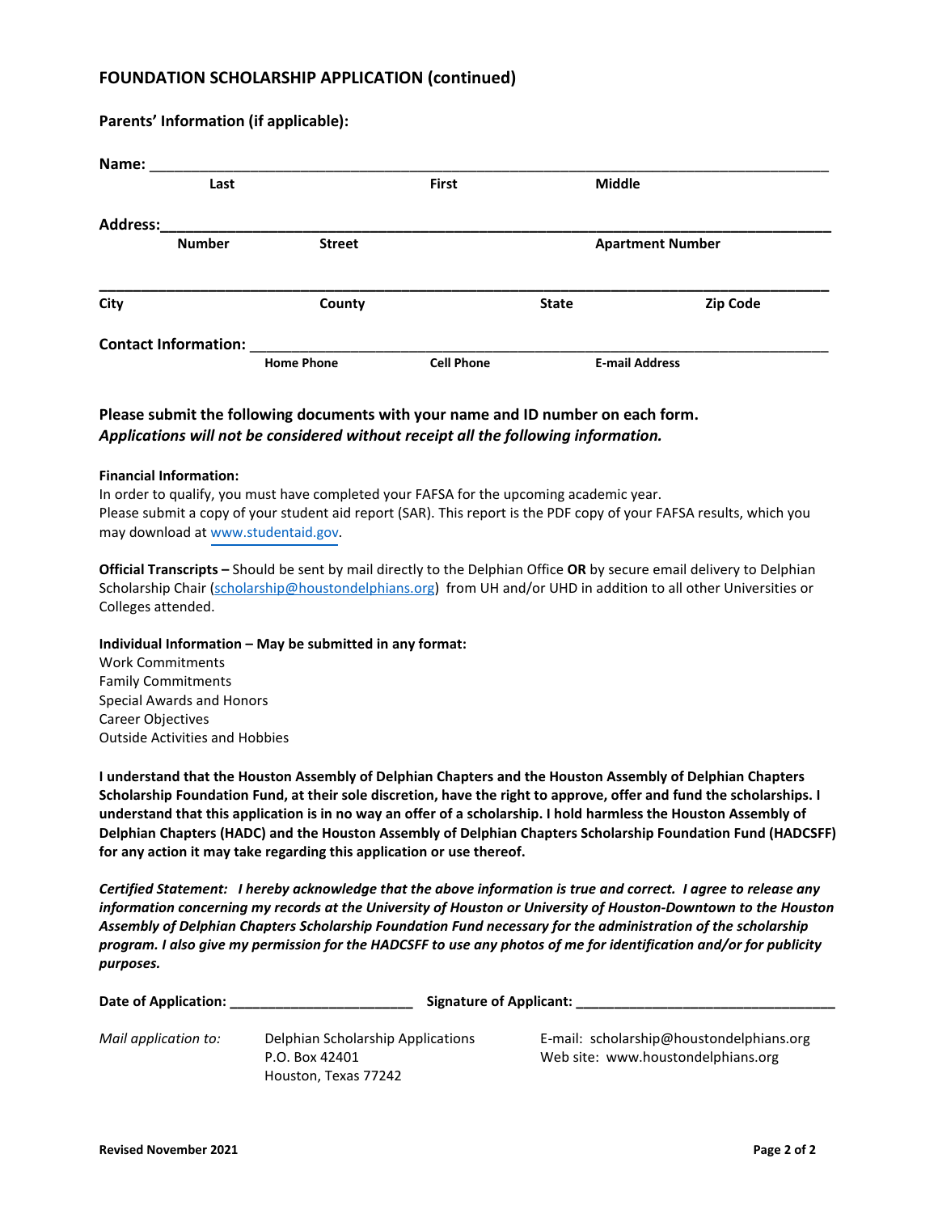## FOUNDATION SCHOLARSHIP APPLICATION (continued)

**Parents' Information (if applicable):**

**Name:** ______________________________________________________________________________

**Last** **First** **Middle**

**Address:**_____________________________________________________________________________

**Number** **Street** **Apartment Number**

_______________________________________________________________________________________

**City** **County** **State** **Zip Code**

**Contact Information:** _____________________________________________________________________

**Home Phone** **Cell Phone** **E-mail Address**

**Please submit the following documents with your name and ID number on each form.**
***Applications will not be considered without receipt all the following information.***

**Financial Information:**
In order to qualify, you must have completed your FAFSA for the upcoming academic year.
Please submit a copy of your student aid report (SAR). This report is the PDF copy of your FAFSA results, which you may download at www.studentaid.gov.

**Official Transcripts –** Should be sent by mail directly to the Delphian Office **OR** by secure email delivery to Delphian Scholarship Chair (scholarship@houstondelphians.org) from UH and/or UHD in addition to all other Universities or Colleges attended.

**Individual Information – May be submitted in any format:**
Work Commitments
Family Commitments
Special Awards and Honors
Career Objectives
Outside Activities and Hobbies

**I understand that the Houston Assembly of Delphian Chapters and the Houston Assembly of Delphian Chapters Scholarship Foundation Fund, at their sole discretion, have the right to approve, offer and fund the scholarships. I understand that this application is in no way an offer of a scholarship. I hold harmless the Houston Assembly of Delphian Chapters (HADC) and the Houston Assembly of Delphian Chapters Scholarship Foundation Fund (HADCSFF) for any action it may take regarding this application or use thereof.**

***Certified Statement: I hereby acknowledge that the above information is true and correct. I agree to release any information concerning my records at the University of Houston or University of Houston-Downtown to the Houston Assembly of Delphian Chapters Scholarship Foundation Fund necessary for the administration of the scholarship program. I also give my permission for the HADCSFF to use any photos of me for identification and/or for publicity purposes.***

**Date of Application:** ________________________ **Signature of Applicant:** __________________________________

*Mail application to:*

Delphian Scholarship Applications
P.O. Box 42401
Houston, Texas 77242

E-mail: scholarship@houstondelphians.org
Web site: www.houstondelphians.org

**Revised November 2021**